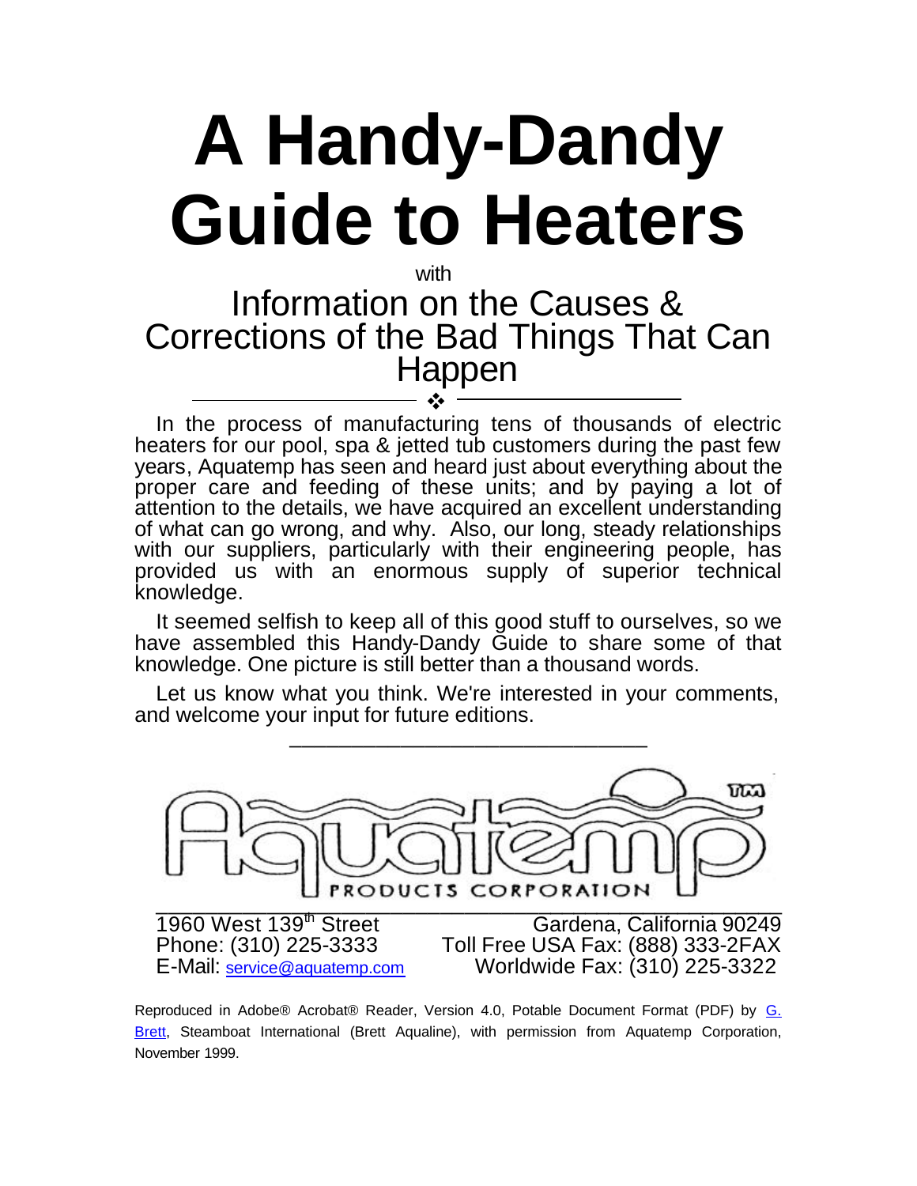# A Handy-Dandy Guide to Heaters

with

## Information on the Causes & Corrections of the Bad Things That Can Happen

❖

In the process of manufacturing tens of thousands of electric heaters for our pool, spa & jetted tub customers during the past few years, Aquatemp has seen and heard just about everything about the proper care and feeding of these units; and by paying a lot of attention to the details, we have acquired an excellent understanding of what can go wrong, and why. Also, our long, steady relationships with our suppliers, particularly with their engineering people, has provided us with an enormous supply of superior technical knowledge.

It seemed selfish to keep all of this good stuff to ourselves, so we have assembled this Handy-Dandy Guide to share some of that knowledge. One picture is still better than a thousand words.

Let us know what you think. We're interested in your comments, and welcome your input for future editions.

---

Aquatemp™ PRODUCTS CORPORATION

1960 West 139th Street
Gardena, California 90249
Phone: (310) 225-3333
Toll Free USA Fax: (888) 333-2FAX
E-Mail: service@aquatemp.com
Worldwide Fax: (310) 225-3322

Reproduced in Adobe® Acrobat® Reader, Version 4.0, Potable Document Format (PDF) by G. Brett, Steamboat International (Brett Aqualine), with permission from Aquatemp Corporation, November 1999.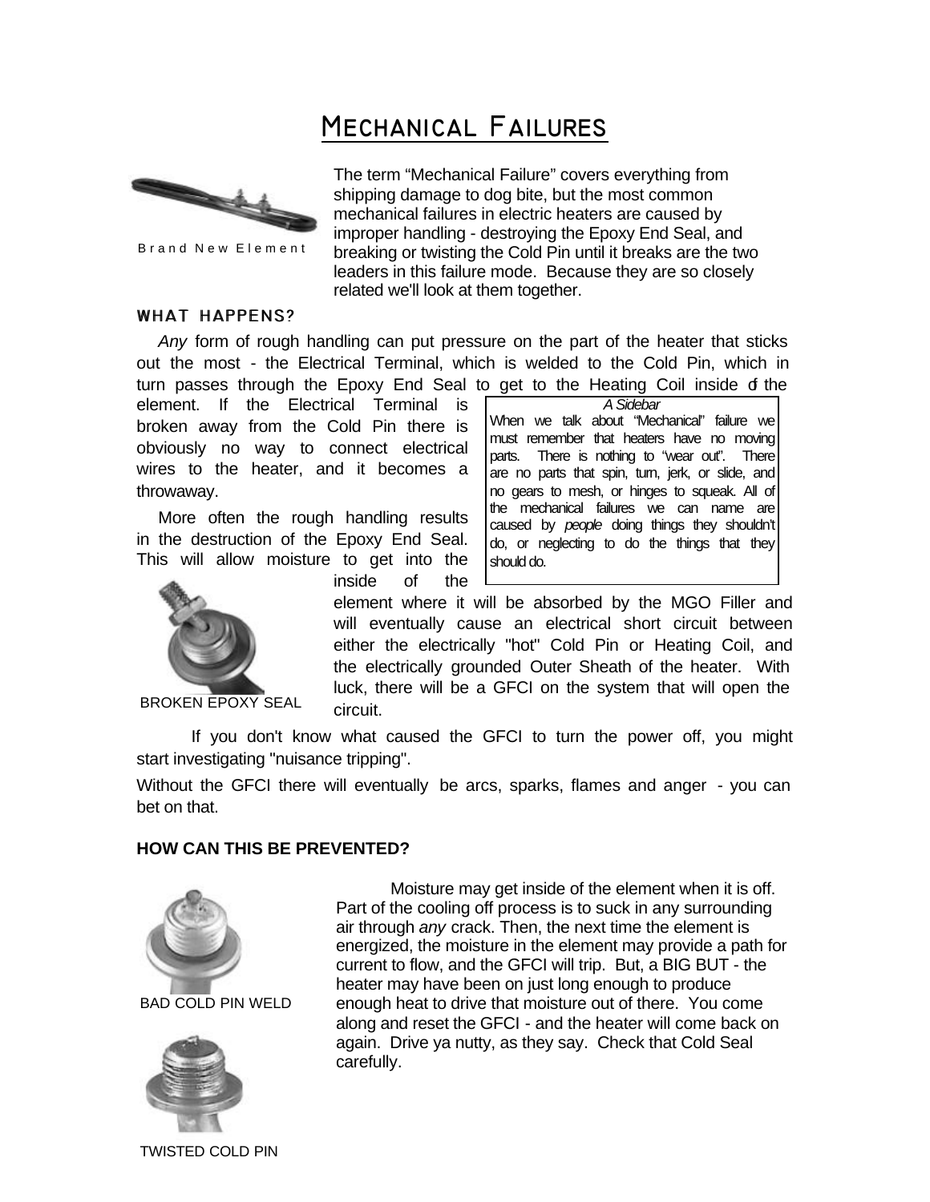# Mechanical Failures

Brand New Element

The term "Mechanical Failure" covers everything from shipping damage to dog bite, but the most common mechanical failures in electric heaters are caused by improper handling - destroying the Epoxy End Seal, and breaking or twisting the Cold Pin until it breaks are the two leaders in this failure mode. Because they are so closely related we'll look at them together.

### WHAT HAPPENS?

*Any* form of rough handling can put pressure on the part of the heater that sticks out the most - the Electrical Terminal, which is welded to the Cold Pin, which in turn passes through the Epoxy End Seal to get to the Heating Coil inside of the element. If the Electrical Terminal is broken away from the Cold Pin there is obviously no way to connect electrical wires to the heater, and it becomes a throwaway.

More often the rough handling results in the destruction of the Epoxy End Seal. This will allow moisture to get into the inside of the element where it will be absorbed by the MGO Filler and will eventually cause an electrical short circuit between either the electrically "hot" Cold Pin or Heating Coil, and the electrically grounded Outer Sheath of the heater. With luck, there will be a GFCI on the system that will open the circuit.

> *A Sidebar*
>
> When we talk about "Mechanical" failure we must remember that heaters have no moving parts. There is nothing to "wear out". There are no parts that spin, turn, jerk, or slide, and no gears to mesh, or hinges to squeak. All of the mechanical failures we can name are caused by *people* doing things they shouldn't do, or neglecting to do the things that they should do.

BROKEN EPOXY SEAL

If you don't know what caused the GFCI to turn the power off, you might start investigating "nuisance tripping".

Without the GFCI there will eventually be arcs, sparks, flames and anger - you can bet on that.

**HOW CAN THIS BE PREVENTED?**

Moisture may get inside of the element when it is off. Part of the cooling off process is to suck in any surrounding air through *any* crack. Then, the next time the element is energized, the moisture in the element may provide a path for current to flow, and the GFCI will trip. But, a BIG BUT - the heater may have been on just long enough to produce enough heat to drive that moisture out of there. You come along and reset the GFCI - and the heater will come back on again. Drive ya nutty, as they say. Check that Cold Seal carefully.

BAD COLD PIN WELD

TWISTED COLD PIN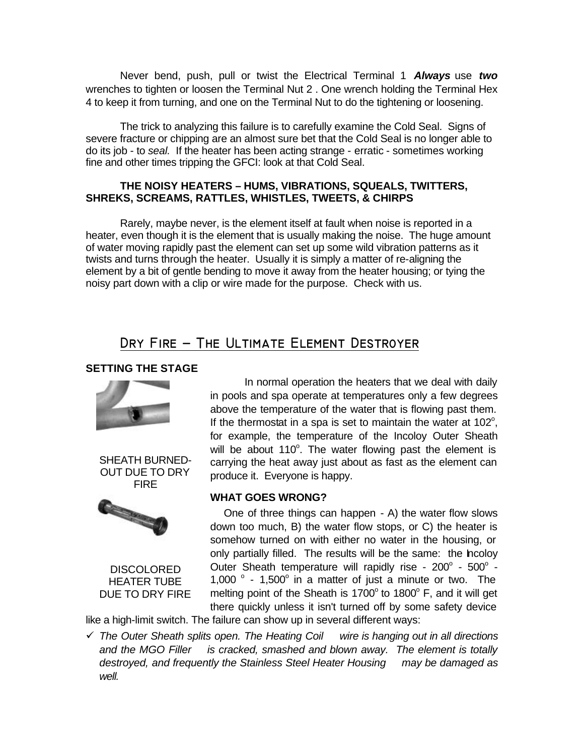Never bend, push, pull or twist the Electrical Terminal 1 ***Always*** use ***two*** wrenches to tighten or loosen the Terminal Nut 2 . One wrench holding the Terminal Hex 4 to keep it from turning, and one on the Terminal Nut to do the tightening or loosening.

The trick to analyzing this failure is to carefully examine the Cold Seal. Signs of severe fracture or chipping are an almost sure bet that the Cold Seal is no longer able to do its job - to *seal.* If the heater has been acting strange - erratic - sometimes working fine and other times tripping the GFCI: look at that Cold Seal.

**THE NOISY HEATERS – HUMS, VIBRATIONS, SQUEALS, TWITTERS, SHREKS, SCREAMS, RATTLES, WHISTLES, TWEETS, & CHIRPS**

Rarely, maybe never, is the element itself at fault when noise is reported in a heater, even though it is the element that is usually making the noise. The huge amount of water moving rapidly past the element can set up some wild vibration patterns as it twists and turns through the heater. Usually it is simply a matter of re-aligning the element by a bit of gentle bending to move it away from the heater housing; or tying the noisy part down with a clip or wire made for the purpose. Check with us.

## Dry Fire – The Ultimate Element Destroyer

**SETTING THE STAGE**

SHEATH BURNED-OUT DUE TO DRY FIRE

DISCOLORED HEATER TUBE DUE TO DRY FIRE

In normal operation the heaters that we deal with daily in pools and spa operate at temperatures only a few degrees above the temperature of the water that is flowing past them. If the thermostat in a spa is set to maintain the water at 102°, for example, the temperature of the Incoloy Outer Sheath will be about 110°. The water flowing past the element is carrying the heat away just about as fast as the element can produce it. Everyone is happy.

**WHAT GOES WRONG?**

One of three things can happen - A) the water flow slows down too much, B) the water flow stops, or C) the heater is somehow turned on with either no water in the housing, or only partially filled. The results will be the same: the Incoloy Outer Sheath temperature will rapidly rise - 200° - 500° - 1,000 ° - 1,500° in a matter of just a minute or two. The melting point of the Sheath is 1700° to 1800° F, and it will get there quickly unless it isn't turned off by some safety device like a high-limit switch. The failure can show up in several different ways:

- ✓ *The Outer Sheath splits open. The Heating Coil wire is hanging out in all directions and the MGO Filler is cracked, smashed and blown away. The element is totally destroyed, and frequently the Stainless Steel Heater Housing may be damaged as well.*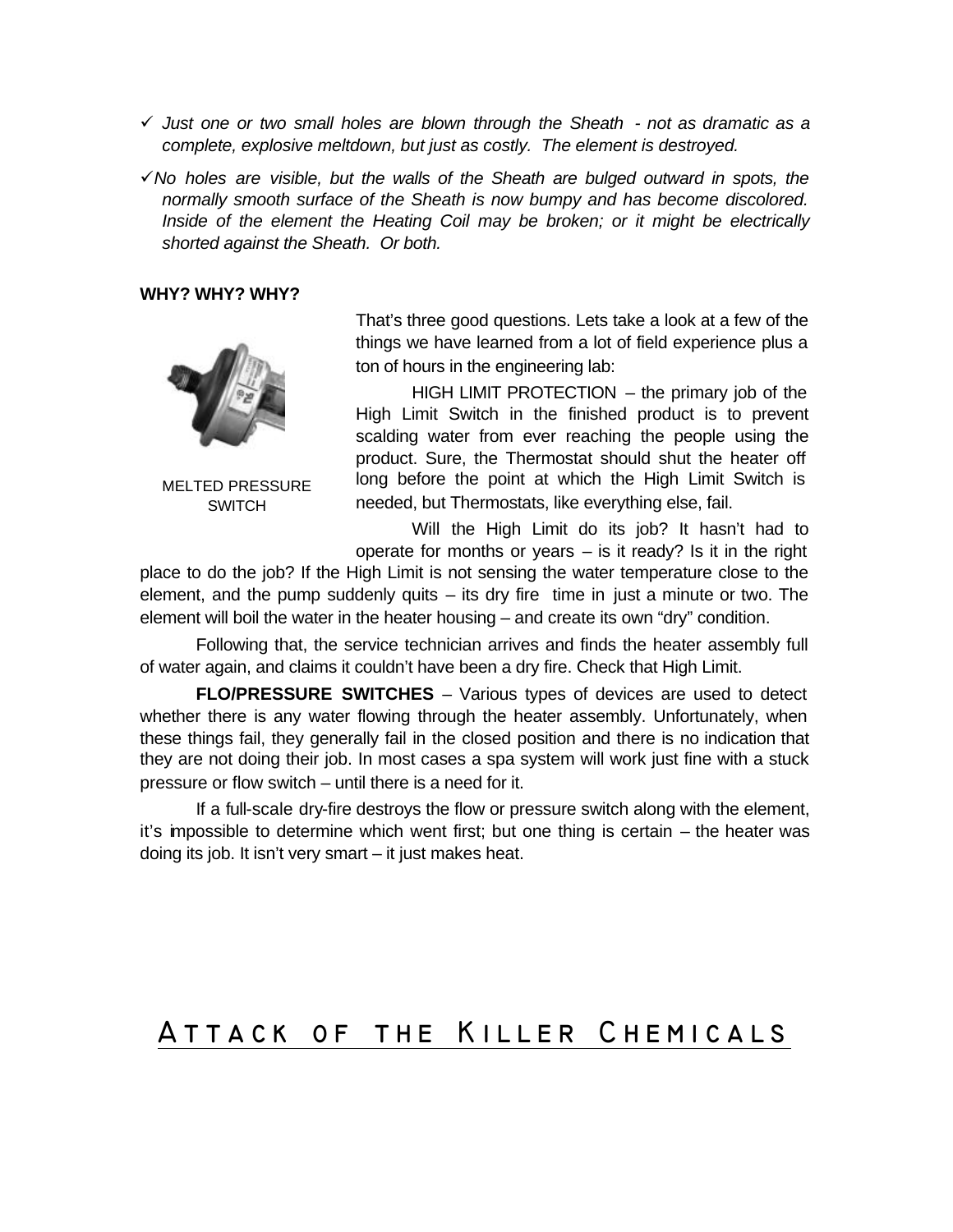- ✓ *Just one or two small holes are blown through the Sheath - not as dramatic as a complete, explosive meltdown, but just as costly. The element is destroyed.*
- ✓ *No holes are visible, but the walls of the Sheath are bulged outward in spots, the normally smooth surface of the Sheath is now bumpy and has become discolored. Inside of the element the Heating Coil may be broken; or it might be electrically shorted against the Sheath. Or both.*

**WHY? WHY? WHY?**

That's three good questions. Lets take a look at a few of the things we have learned from a lot of field experience plus a ton of hours in the engineering lab:

MELTED PRESSURE SWITCH

HIGH LIMIT PROTECTION – the primary job of the High Limit Switch in the finished product is to prevent scalding water from ever reaching the people using the product. Sure, the Thermostat should shut the heater off long before the point at which the High Limit Switch is needed, but Thermostats, like everything else, fail.

Will the High Limit do its job? It hasn't had to operate for months or years – is it ready? Is it in the right place to do the job? If the High Limit is not sensing the water temperature close to the element, and the pump suddenly quits – its dry fire time in just a minute or two. The element will boil the water in the heater housing – and create its own "dry" condition.

Following that, the service technician arrives and finds the heater assembly full of water again, and claims it couldn't have been a dry fire. Check that High Limit.

**FLO/PRESSURE SWITCHES** – Various types of devices are used to detect whether there is any water flowing through the heater assembly. Unfortunately, when these things fail, they generally fail in the closed position and there is no indication that they are not doing their job. In most cases a spa system will work just fine with a stuck pressure or flow switch – until there is a need for it.

If a full-scale dry-fire destroys the flow or pressure switch along with the element, it's impossible to determine which went first; but one thing is certain – the heater was doing its job. It isn't very smart – it just makes heat.

## Attack of the Killer Chemicals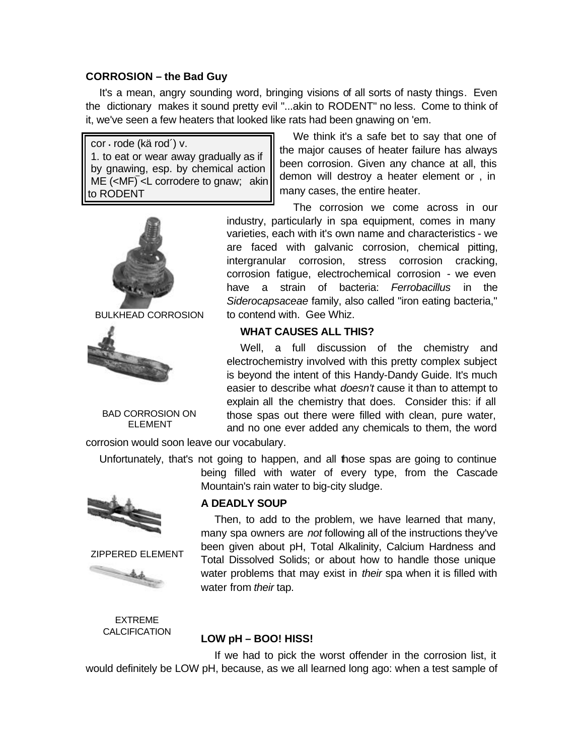**CORROSION – the Bad Guy**

It's a mean, angry sounding word, bringing visions of all sorts of nasty things. Even the dictionary makes it sound pretty evil "...akin to RODENT" no less. Come to think of it, we've seen a few heaters that looked like rats had been gnawing on 'em.

> cor • rode (kä rod´) v.
> 1. to eat or wear away gradually as if by gnawing, esp. by chemical action ME (<MF) <L corrodere to gnaw; akin to RODENT

We think it's a safe bet to say that one of the major causes of heater failure has always been corrosion. Given any chance at all, this demon will destroy a heater element or , in many cases, the entire heater.

The corrosion we come across in our industry, particularly in spa equipment, comes in many varieties, each with it's own name and characteristics - we are faced with galvanic corrosion, chemical pitting, intergranular corrosion, stress corrosion cracking, corrosion fatigue, electrochemical corrosion - we even have a strain of bacteria: *Ferrobacillus* in the *Siderocapsaceae* family, also called "iron eating bacteria," to contend with. Gee Whiz.

BULKHEAD CORROSION

BAD CORROSION ON ELEMENT

**WHAT CAUSES ALL THIS?**

Well, a full discussion of the chemistry and electrochemistry involved with this pretty complex subject is beyond the intent of this Handy-Dandy Guide. It's much easier to describe what *doesn't* cause it than to attempt to explain all the chemistry that does. Consider this: if all those spas out there were filled with clean, pure water, and no one ever added any chemicals to them, the word corrosion would soon leave our vocabulary.

Unfortunately, that's not going to happen, and all those spas are going to continue being filled with water of every type, from the Cascade Mountain's rain water to big-city sludge.

**A DEADLY SOUP**

Then, to add to the problem, we have learned that many, many spa owners are *not* following all of the instructions they've been given about pH, Total Alkalinity, Calcium Hardness and Total Dissolved Solids; or about how to handle those unique water problems that may exist in *their* spa when it is filled with water from *their* tap.

ZIPPERED ELEMENT

EXTREME CALCIFICATION

**LOW pH – BOO! HISS!**

If we had to pick the worst offender in the corrosion list, it would definitely be LOW pH, because, as we all learned long ago: when a test sample of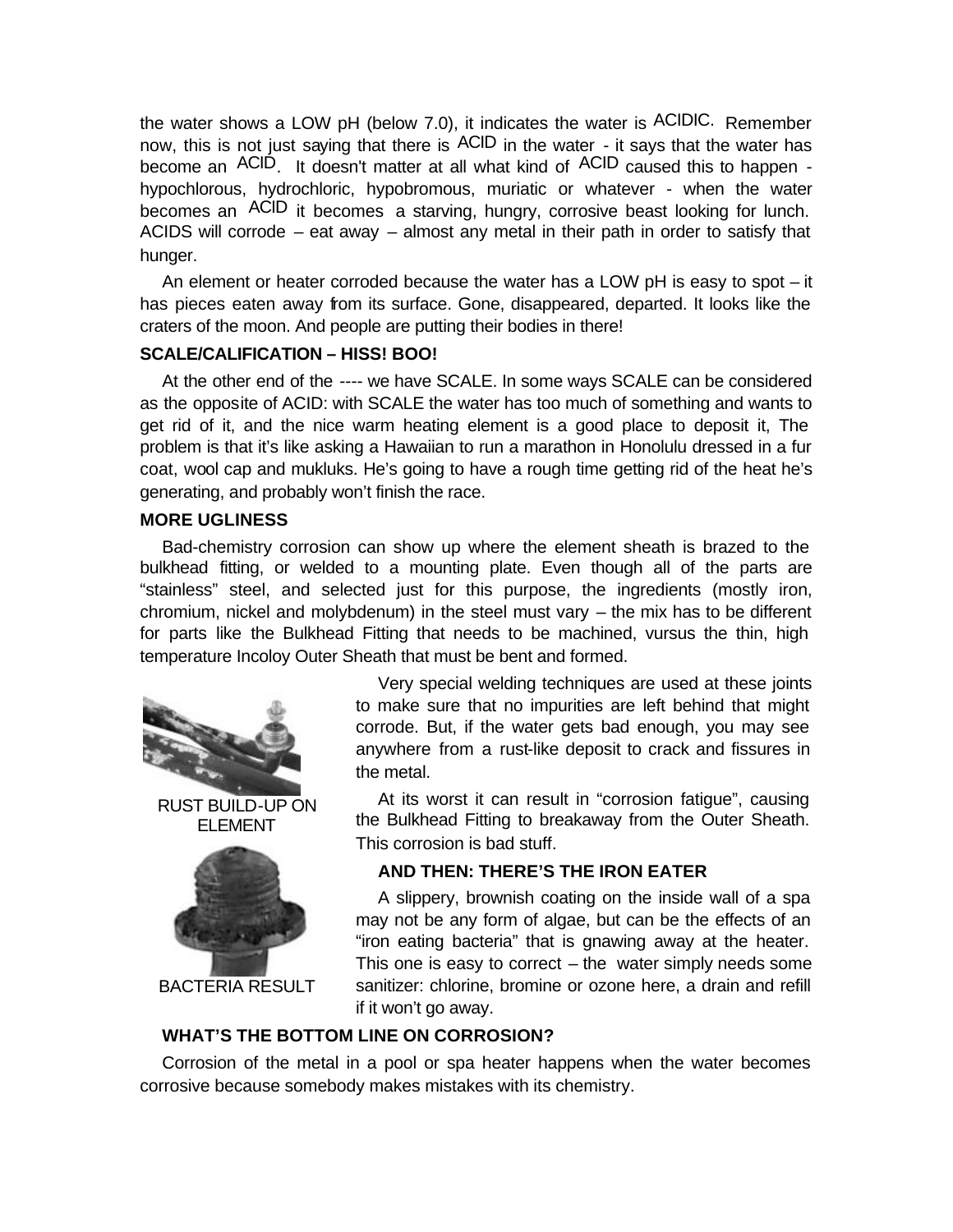the water shows a LOW pH (below 7.0), it indicates the water is ACIDIC. Remember now, this is not just saying that there is ACID in the water - it says that the water has become an ACID. It doesn't matter at all what kind of ACID caused this to happen - hypochlorous, hydrochloric, hypobromous, muriatic or whatever - when the water becomes an ACID it becomes a starving, hungry, corrosive beast looking for lunch. ACIDS will corrode – eat away – almost any metal in their path in order to satisfy that hunger.

An element or heater corroded because the water has a LOW pH is easy to spot – it has pieces eaten away from its surface. Gone, disappeared, departed. It looks like the craters of the moon. And people are putting their bodies in there!

**SCALE/CALIFICATION – HISS! BOO!**

At the other end of the ---- we have SCALE. In some ways SCALE can be considered as the opposite of ACID: with SCALE the water has too much of something and wants to get rid of it, and the nice warm heating element is a good place to deposit it, The problem is that it's like asking a Hawaiian to run a marathon in Honolulu dressed in a fur coat, wool cap and mukluks. He's going to have a rough time getting rid of the heat he's generating, and probably won't finish the race.

**MORE UGLINESS**

Bad-chemistry corrosion can show up where the element sheath is brazed to the bulkhead fitting, or welded to a mounting plate. Even though all of the parts are "stainless" steel, and selected just for this purpose, the ingredients (mostly iron, chromium, nickel and molybdenum) in the steel must vary – the mix has to be different for parts like the Bulkhead Fitting that needs to be machined, vursus the thin, high temperature Incoloy Outer Sheath that must be bent and formed.

Very special welding techniques are used at these joints to make sure that no impurities are left behind that might corrode. But, if the water gets bad enough, you may see anywhere from a rust-like deposit to crack and fissures in the metal.

RUST BUILD-UP ON ELEMENT

At its worst it can result in "corrosion fatigue", causing the Bulkhead Fitting to breakaway from the Outer Sheath. This corrosion is bad stuff.

**AND THEN: THERE'S THE IRON EATER**

A slippery, brownish coating on the inside wall of a spa may not be any form of algae, but can be the effects of an "iron eating bacteria" that is gnawing away at the heater. This one is easy to correct – the water simply needs some sanitizer: chlorine, bromine or ozone here, a drain and refill if it won't go away.

BACTERIA RESULT

**WHAT'S THE BOTTOM LINE ON CORROSION?**

Corrosion of the metal in a pool or spa heater happens when the water becomes corrosive because somebody makes mistakes with its chemistry.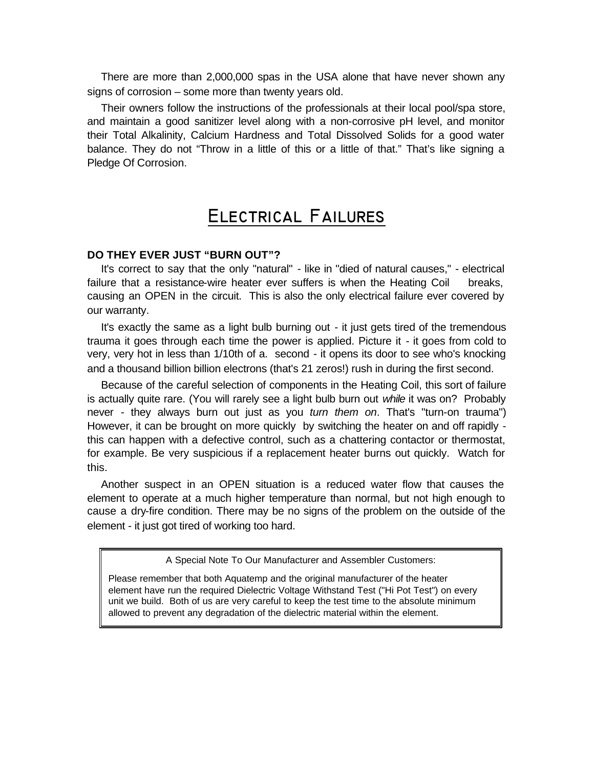There are more than 2,000,000 spas in the USA alone that have never shown any signs of corrosion – some more than twenty years old.

Their owners follow the instructions of the professionals at their local pool/spa store, and maintain a good sanitizer level along with a non-corrosive pH level, and monitor their Total Alkalinity, Calcium Hardness and Total Dissolved Solids for a good water balance. They do not "Throw in a little of this or a little of that." That's like signing a Pledge Of Corrosion.

## ELECTRICAL FAILURES

**DO THEY EVER JUST "BURN OUT"?**

It's correct to say that the only "natural" - like in "died of natural causes," - electrical failure that a resistance-wire heater ever suffers is when the Heating Coil breaks, causing an OPEN in the circuit. This is also the only electrical failure ever covered by our warranty.

It's exactly the same as a light bulb burning out - it just gets tired of the tremendous trauma it goes through each time the power is applied. Picture it - it goes from cold to very, very hot in less than 1/10th of a. second - it opens its door to see who's knocking and a thousand billion billion electrons (that's 21 zeros!) rush in during the first second.

Because of the careful selection of components in the Heating Coil, this sort of failure is actually quite rare. (You will rarely see a light bulb burn out *while* it was on? Probably never - they always burn out just as you *turn them on*. That's "turn-on trauma") However, it can be brought on more quickly by switching the heater on and off rapidly - this can happen with a defective control, such as a chattering contactor or thermostat, for example. Be very suspicious if a replacement heater burns out quickly. Watch for this.

Another suspect in an OPEN situation is a reduced water flow that causes the element to operate at a much higher temperature than normal, but not high enough to cause a dry-fire condition. There may be no signs of the problem on the outside of the element - it just got tired of working too hard.

> A Special Note To Our Manufacturer and Assembler Customers:
>
> Please remember that both Aquatemp and the original manufacturer of the heater element have run the required Dielectric Voltage Withstand Test ("Hi Pot Test") on every unit we build. Both of us are very careful to keep the test time to the absolute minimum allowed to prevent any degradation of the dielectric material within the element.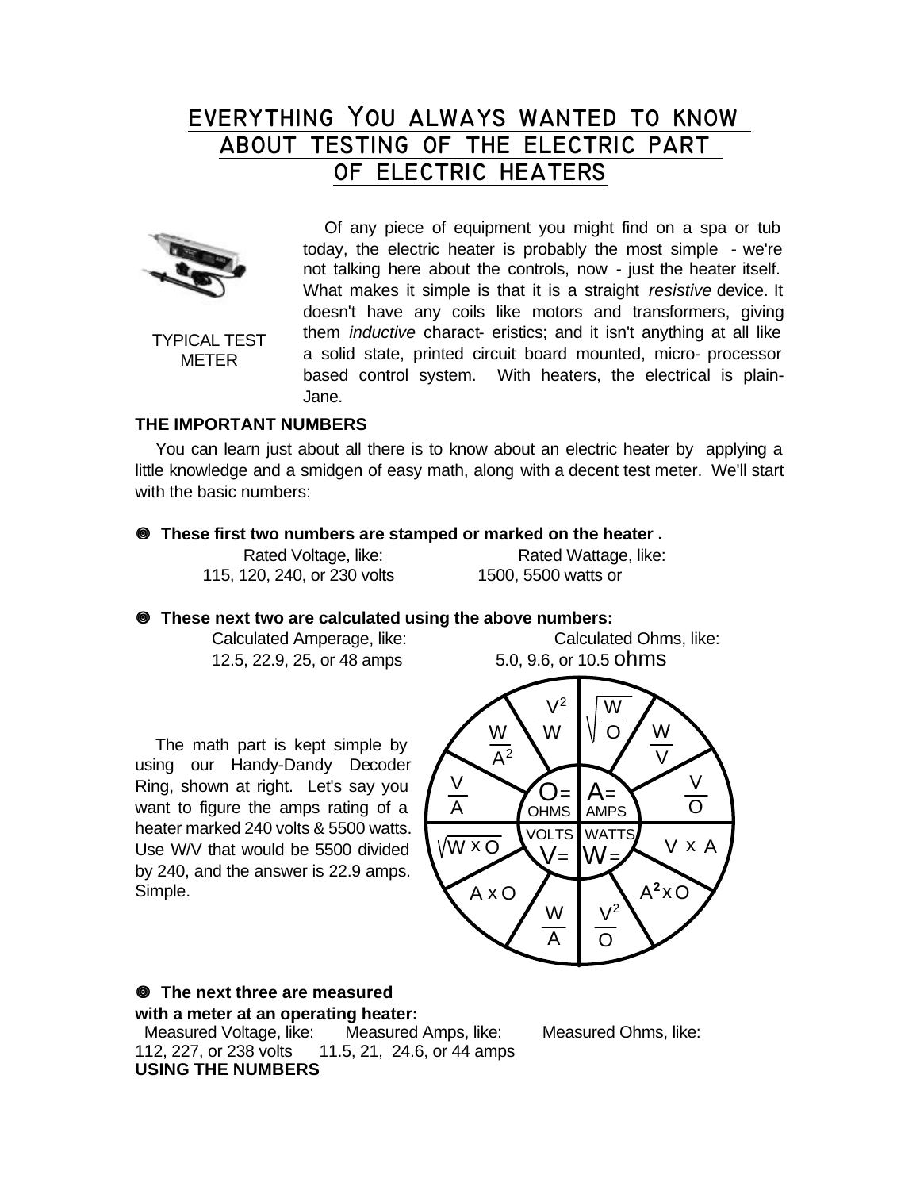# EVERYTHING YOU ALWAYS WANTED TO KNOW ABOUT TESTING OF THE ELECTRIC PART OF ELECTRIC HEATERS

TYPICAL TEST METER

Of any piece of equipment you might find on a spa or tub today, the electric heater is probably the most simple - we're not talking here about the controls, now - just the heater itself. What makes it simple is that it is a straight *resistive* device. It doesn't have any coils like motors and transformers, giving them *inductive* charact- eristics; and it isn't anything at all like a solid state, printed circuit board mounted, micro- processor based control system. With heaters, the electrical is plain-Jane.

**THE IMPORTANT NUMBERS**

You can learn just about all there is to know about an electric heater by applying a little knowledge and a smidgen of easy math, along with a decent test meter. We'll start with the basic numbers:

- **These first two numbers are stamped or marked on the heater .**

  Rated Voltage, like: 115, 120, 240, or 230 volts

  Rated Wattage, like: 1500, 5500 watts or

- **These next two are calculated using the above numbers:**

  Calculated Amperage, like: 12.5, 22.9, 25, or 48 amps

  Calculated Ohms, like: 5.0, 9.6, or 10.5 ohms

The math part is kept simple by using our Handy-Dandy Decoder Ring, shown at right. Let's say you want to figure the amps rating of a heater marked 240 volts & 5500 watts. Use W/V that would be 5500 divided by 240, and the answer is 22.9 amps. Simple.

- O= (OHMS): $\frac{V^2}{W}$, $\frac{W}{A^2}$, $\frac{V}{A}$
- A= (AMPS): $\sqrt{\frac{W}{O}}$, $\frac{W}{V}$, $\frac{V}{O}$
- V= (VOLTS): $\sqrt{W \times O}$, $A \times O$, $\frac{W}{A}$
- W= (WATTS): $V \times A$, $A^2 \times O$, $\frac{V^2}{O}$

- **The next three are measured with a meter at an operating heater:**

  Measured Voltage, like: 112, 227, or 238 volts

  Measured Amps, like: 11.5, 21, 24.6, or 44 amps

  Measured Ohms, like:

**USING THE NUMBERS**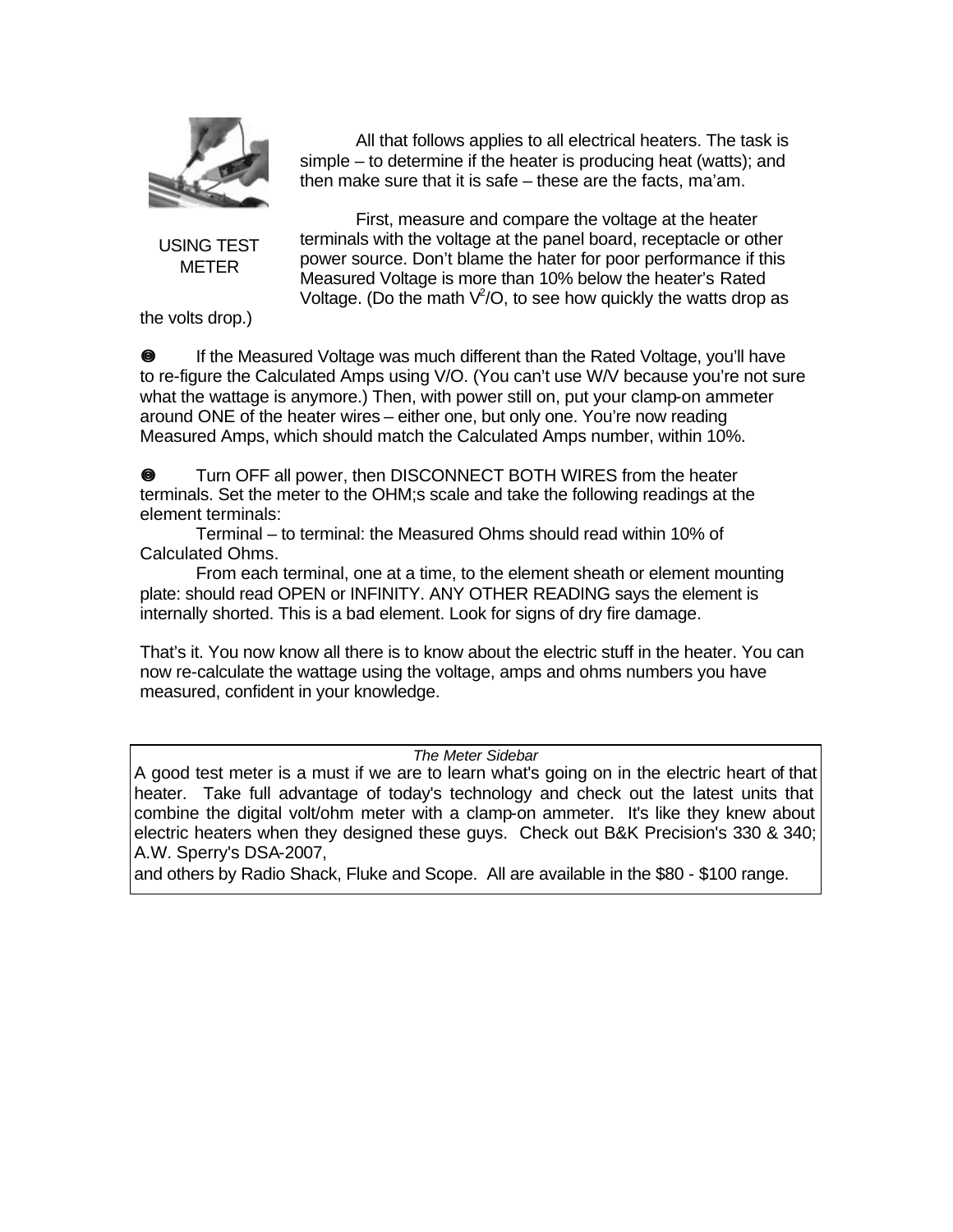USING TEST METER

All that follows applies to all electrical heaters. The task is simple – to determine if the heater is producing heat (watts); and then make sure that it is safe – these are the facts, ma'am.

First, measure and compare the voltage at the heater terminals with the voltage at the panel board, receptacle or other power source. Don't blame the hater for poor performance if this Measured Voltage is more than 10% below the heater's Rated Voltage. (Do the math $V^2/O$, to see how quickly the watts drop as the volts drop.)

- If the Measured Voltage was much different than the Rated Voltage, you'll have to re-figure the Calculated Amps using V/O. (You can't use W/V because you're not sure what the wattage is anymore.) Then, with power still on, put your clamp-on ammeter around ONE of the heater wires – either one, but only one. You're now reading Measured Amps, which should match the Calculated Amps number, within 10%.

- Turn OFF all power, then DISCONNECT BOTH WIRES from the heater terminals. Set the meter to the OHM;s scale and take the following readings at the element terminals:

  Terminal – to terminal: the Measured Ohms should read within 10% of Calculated Ohms.

  From each terminal, one at a time, to the element sheath or element mounting plate: should read OPEN or INFINITY. ANY OTHER READING says the element is internally shorted. This is a bad element. Look for signs of dry fire damage.

That's it. You now know all there is to know about the electric stuff in the heater. You can now re-calculate the wattage using the voltage, amps and ohms numbers you have measured, confident in your knowledge.

*The Meter Sidebar*

A good test meter is a must if we are to learn what's going on in the electric heart of that heater. Take full advantage of today's technology and check out the latest units that combine the digital volt/ohm meter with a clamp-on ammeter. It's like they knew about electric heaters when they designed these guys. Check out B&K Precision's 330 & 340; A.W. Sperry's DSA-2007,
and others by Radio Shack, Fluke and Scope. All are available in the $80 - $100 range.